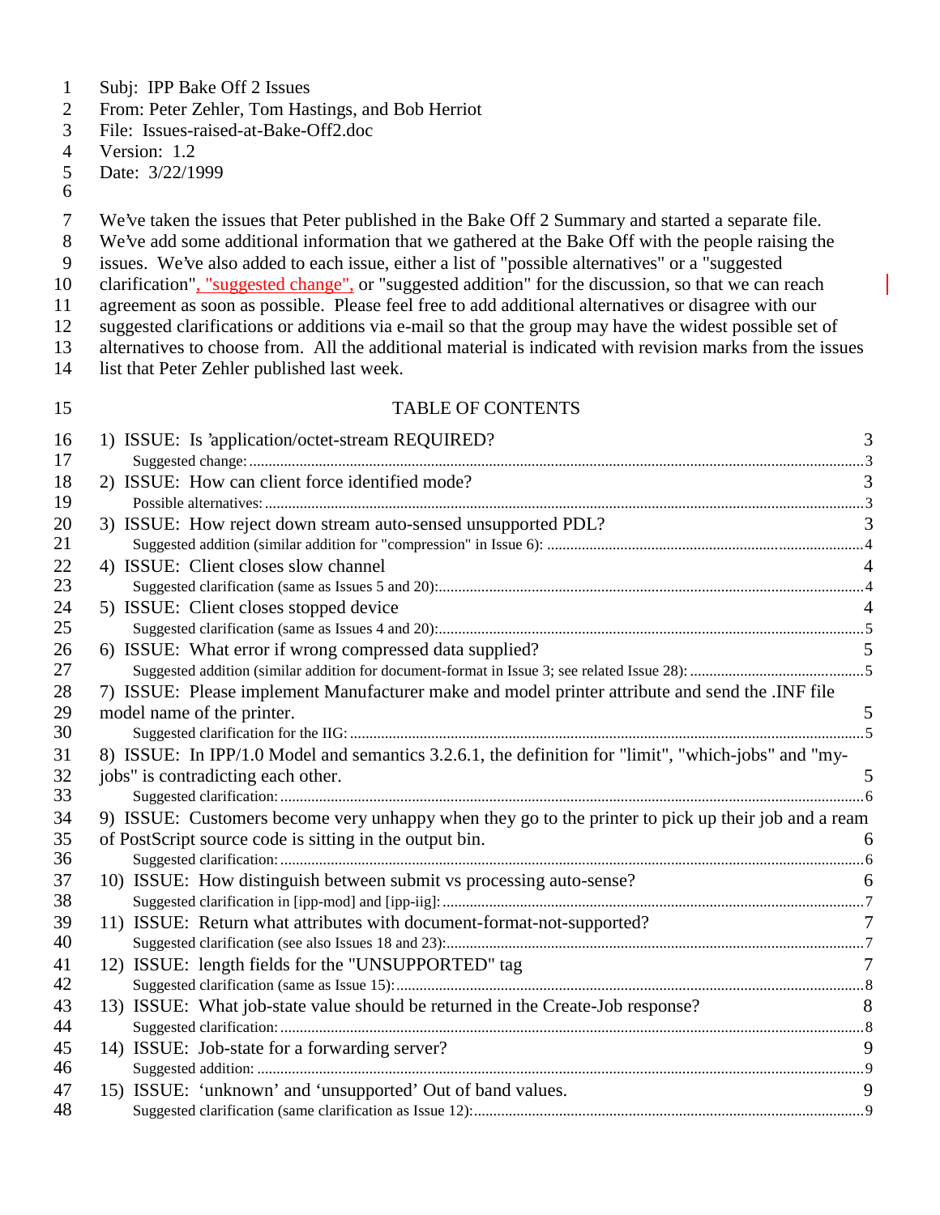Subj: IPP Bake Off 2 Issues
From: Peter Zehler, Tom Hastings, and Bob Herriot
File: Issues-raised-at-Bake-Off2.doc
Version: 1.2
Date: 3/22/1999

We've taken the issues that Peter published in the Bake Off 2 Summary and started a separate file. We've add some additional information that we gathered at the Bake Off with the people raising the issues. We've also added to each issue, either a list of "possible alternatives" or a "suggested clarification", "suggested change", or "suggested addition" for the discussion, so that we can reach agreement as soon as possible. Please feel free to add additional alternatives or disagree with our suggested clarifications or additions via e-mail so that the group may have the widest possible set of alternatives to choose from. All the additional material is indicated with revision marks from the issues list that Peter Zehler published last week.

TABLE OF CONTENTS

1) ISSUE: Is 'application/octet-stream REQUIRED? 3
- Suggested change: 3

2) ISSUE: How can client force identified mode? 3
- Possible alternatives: 3

3) ISSUE: How reject down stream auto-sensed unsupported PDL? 3
- Suggested addition (similar addition for "compression" in Issue 6): 4

4) ISSUE: Client closes slow channel 4
- Suggested clarification (same as Issues 5 and 20): 4

5) ISSUE: Client closes stopped device 4
- Suggested clarification (same as Issues 4 and 20): 5

6) ISSUE: What error if wrong compressed data supplied? 5
- Suggested addition (similar addition for document-format in Issue 3; see related Issue 28): 5

7) ISSUE: Please implement Manufacturer make and model printer attribute and send the .INF file model name of the printer. 5
- Suggested clarification for the IIG: 5

8) ISSUE: In IPP/1.0 Model and semantics 3.2.6.1, the definition for "limit", "which-jobs" and "my-jobs" is contradicting each other. 5
- Suggested clarification: 6

9) ISSUE: Customers become very unhappy when they go to the printer to pick up their job and a ream of PostScript source code is sitting in the output bin. 6
- Suggested clarification: 6

10) ISSUE: How distinguish between submit vs processing auto-sense? 6
- Suggested clarification in [ipp-mod] and [ipp-iig]: 7

11) ISSUE: Return what attributes with document-format-not-supported? 7
- Suggested clarification (see also Issues 18 and 23): 7

12) ISSUE: length fields for the "UNSUPPORTED" tag 7
- Suggested clarification (same as Issue 15): 8

13) ISSUE: What job-state value should be returned in the Create-Job response? 8
- Suggested clarification: 8

14) ISSUE: Job-state for a forwarding server? 9
- Suggested addition: 9

15) ISSUE: 'unknown' and 'unsupported' Out of band values. 9
- Suggested clarification (same clarification as Issue 12): 9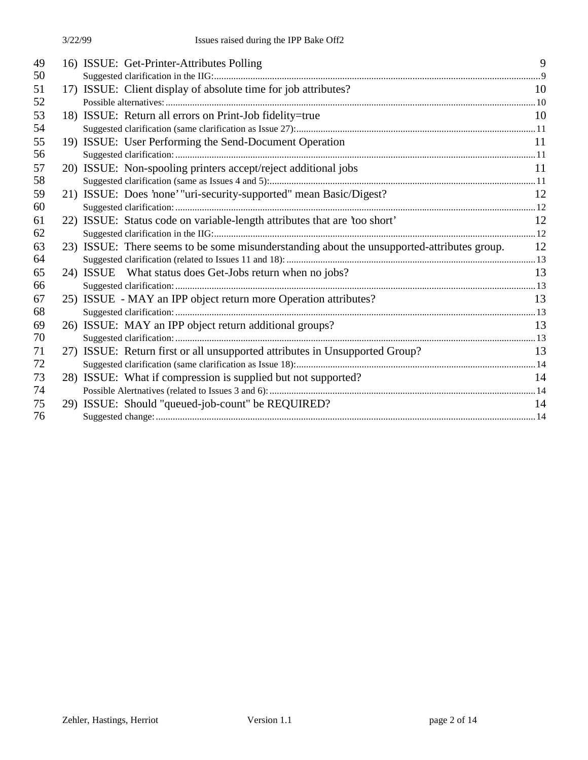49 16) ISSUE: Get-Printer-Attributes Polling 9
50 Suggested clarification in the IIG: 9
51 17) ISSUE: Client display of absolute time for job attributes? 10
52 Possible alternatives: 10
53 18) ISSUE: Return all errors on Print-Job fidelity=true 10
54 Suggested clarification (same clarification as Issue 27): 11
55 19) ISSUE: User Performing the Send-Document Operation 11
56 Suggested clarification: 11
57 20) ISSUE: Non-spooling printers accept/reject additional jobs 11
58 Suggested clarification (same as Issues 4 and 5): 11
59 21) ISSUE: Does 'none' "uri-security-supported" mean Basic/Digest? 12
60 Suggested clarification: 12
61 22) ISSUE: Status code on variable-length attributes that are 'too short' 12
62 Suggested clarification in the IIG: 12
63 23) ISSUE: There seems to be some misunderstanding about the unsupported-attributes group. 12
64 Suggested clarification (related to Issues 11 and 18): 13
65 24) ISSUE What status does Get-Jobs return when no jobs? 13
66 Suggested clarification: 13
67 25) ISSUE - MAY an IPP object return more Operation attributes? 13
68 Suggested clarification: 13
69 26) ISSUE: MAY an IPP object return additional groups? 13
70 Suggested clarification: 13
71 27) ISSUE: Return first or all unsupported attributes in Unsupported Group? 13
72 Suggested clarification (same clarification as Issue 18): 14
73 28) ISSUE: What if compression is supplied but not supported? 14
74 Possible Alertnatives (related to Issues 3 and 6): 14
75 29) ISSUE: Should "queued-job-count" be REQUIRED? 14
76 Suggested change: 14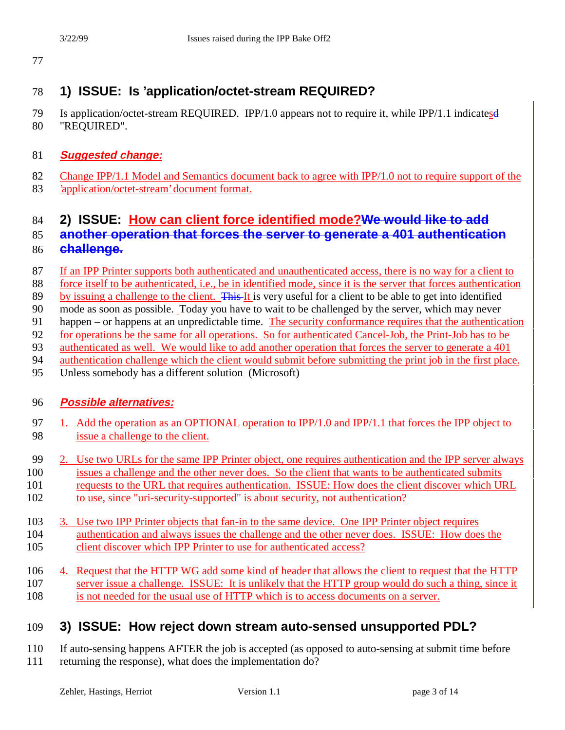## 1) ISSUE: Is 'application/octet-stream REQUIRED?

Is application/octet-stream REQUIRED. IPP/1.0 appears not to require it, while IPP/1.1 indicates "REQUIRED".

### *Suggested change:*

Change IPP/1.1 Model and Semantics document back to agree with IPP/1.0 not to require support of the 'application/octet-stream' document format.

## 2) ISSUE: How can client force identified mode?

If an IPP Printer supports both authenticated and unauthenticated access, there is no way for a client to force itself to be authenticated, i.e., be in identified mode, since it is the server that forces authentication by issuing a challenge to the client. It is very useful for a client to be able to get into identified mode as soon as possible. Today you have to wait to be challenged by the server, which may never happen – or happens at an unpredictable time. The security conformance requires that the authentication for operations be the same for all operations. So for authenticated Cancel-Job, the Print-Job has to be authenticated as well. We would like to add another operation that forces the server to generate a 401 authentication challenge which the client would submit before submitting the print job in the first place. Unless somebody has a different solution (Microsoft)

### *Possible alternatives:*

1. Add the operation as an OPTIONAL operation to IPP/1.0 and IPP/1.1 that forces the IPP object to issue a challenge to the client.
2. Use two URLs for the same IPP Printer object, one requires authentication and the IPP server always issues a challenge and the other never does. So the client that wants to be authenticated submits requests to the URL that requires authentication. ISSUE: How does the client discover which URL to use, since "uri-security-supported" is about security, not authentication?
3. Use two IPP Printer objects that fan-in to the same device. One IPP Printer object requires authentication and always issues the challenge and the other never does. ISSUE: How does the client discover which IPP Printer to use for authenticated access?
4. Request that the HTTP WG add some kind of header that allows the client to request that the HTTP server issue a challenge. ISSUE: It is unlikely that the HTTP group would do such a thing, since it is not needed for the usual use of HTTP which is to access documents on a server.

## 3) ISSUE: How reject down stream auto-sensed unsupported PDL?

If auto-sensing happens AFTER the job is accepted (as opposed to auto-sensing at submit time before returning the response), what does the implementation do?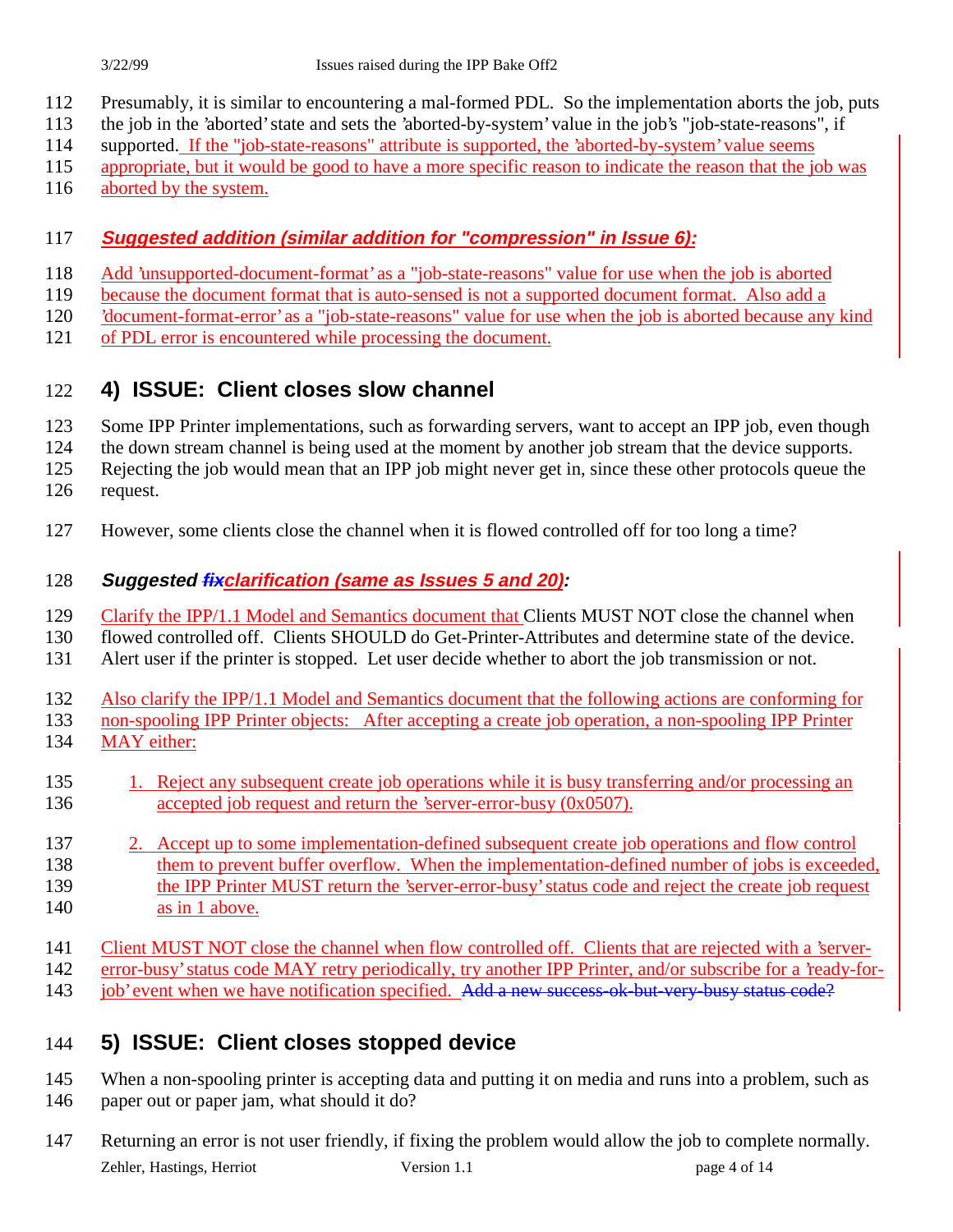Presumably, it is similar to encountering a mal-formed PDL. So the implementation aborts the job, puts the job in the 'aborted' state and sets the 'aborted-by-system' value in the job's "job-state-reasons", if supported. If the "job-state-reasons" attribute is supported, the 'aborted-by-system' value seems appropriate, but it would be good to have a more specific reason to indicate the reason that the job was aborted by the system.

***Suggested addition (similar addition for "compression" in Issue 6):***

Add 'unsupported-document-format' as a "job-state-reasons" value for use when the job is aborted because the document format that is auto-sensed is not a supported document format. Also add a 'document-format-error' as a "job-state-reasons" value for use when the job is aborted because any kind of PDL error is encountered while processing the document.

## 4) ISSUE: Client closes slow channel

Some IPP Printer implementations, such as forwarding servers, want to accept an IPP job, even though the down stream channel is being used at the moment by another job stream that the device supports. Rejecting the job would mean that an IPP job might never get in, since these other protocols queue the request.

However, some clients close the channel when it is flowed controlled off for too long a time?

***Suggested ~~fix~~clarification (same as Issues 5 and 20):***

Clarify the IPP/1.1 Model and Semantics document that Clients MUST NOT close the channel when flowed controlled off. Clients SHOULD do Get-Printer-Attributes and determine state of the device. Alert user if the printer is stopped. Let user decide whether to abort the job transmission or not.

Also clarify the IPP/1.1 Model and Semantics document that the following actions are conforming for non-spooling IPP Printer objects: After accepting a create job operation, a non-spooling IPP Printer MAY either:

1. Reject any subsequent create job operations while it is busy transferring and/or processing an accepted job request and return the 'server-error-busy (0x0507).

2. Accept up to some implementation-defined subsequent create job operations and flow control them to prevent buffer overflow. When the implementation-defined number of jobs is exceeded, the IPP Printer MUST return the 'server-error-busy' status code and reject the create job request as in 1 above.

Client MUST NOT close the channel when flow controlled off. Clients that are rejected with a 'server-error-busy' status code MAY retry periodically, try another IPP Printer, and/or subscribe for a 'ready-for-job' event when we have notification specified. ~~Add a new success-ok-but-very-busy status code?~~

## 5) ISSUE: Client closes stopped device

When a non-spooling printer is accepting data and putting it on media and runs into a problem, such as paper out or paper jam, what should it do?

Returning an error is not user friendly, if fixing the problem would allow the job to complete normally.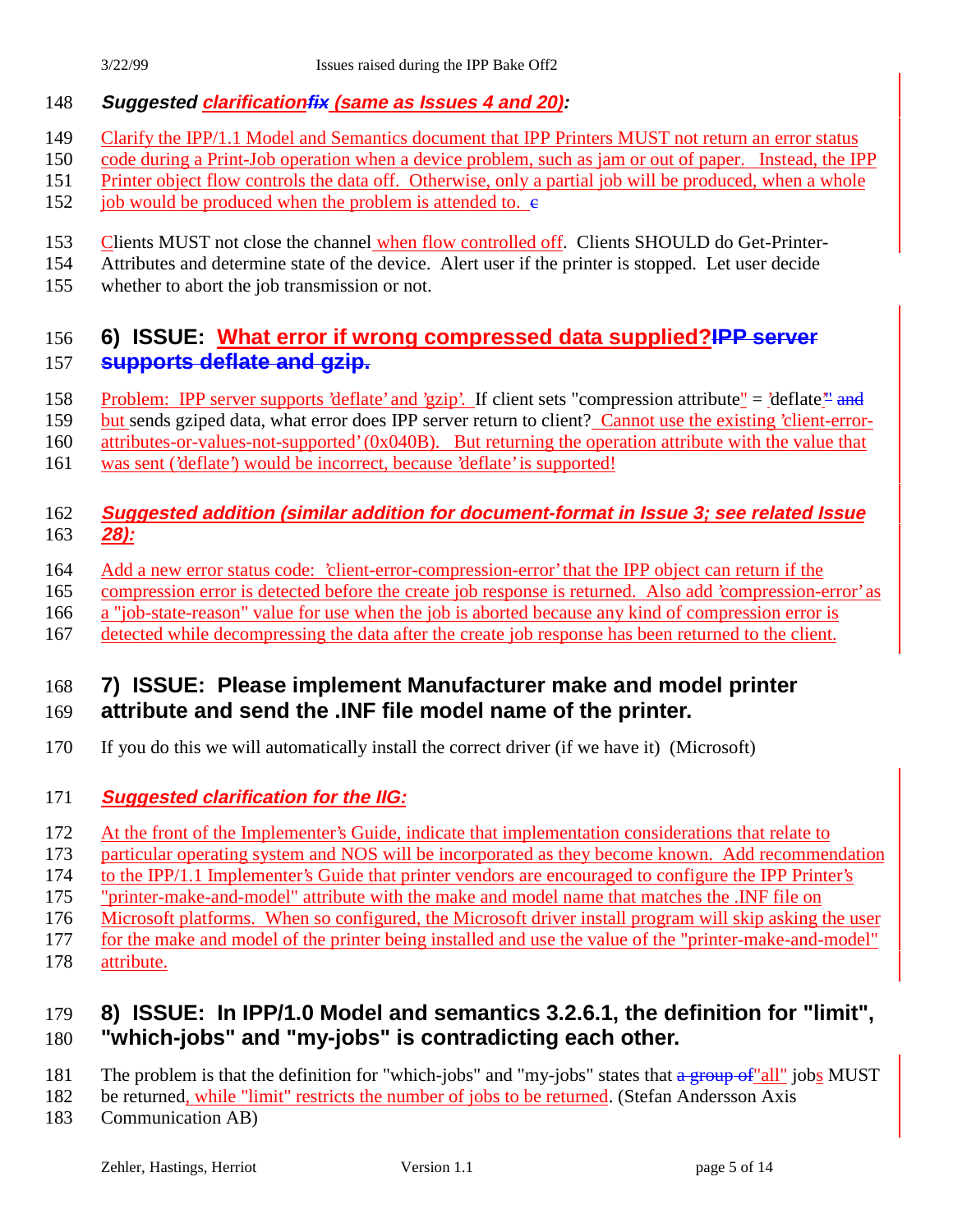### *Suggested clarificationfix (same as Issues 4 and 20):*

Clarify the IPP/1.1 Model and Semantics document that IPP Printers MUST not return an error status code during a Print-Job operation when a device problem, such as jam or out of paper. Instead, the IPP Printer object flow controls the data off. Otherwise, only a partial job will be produced, when a whole job would be produced when the problem is attended to. c

Clients MUST not close the channel when flow controlled off. Clients SHOULD do Get-Printer-Attributes and determine state of the device. Alert user if the printer is stopped. Let user decide whether to abort the job transmission or not.

## 6) ISSUE: What error if wrong compressed data supplied?IPP server supports deflate and gzip.

Problem: IPP server supports 'deflate' and 'gzip'. If client sets "compression attribute" = 'deflate'" and but sends gziped data, what error does IPP server return to client? Cannot use the existing 'client-error-attributes-or-values-not-supported' (0x040B). But returning the operation attribute with the value that was sent ('deflate') would be incorrect, because 'deflate' is supported!

### *Suggested addition (similar addition for document-format in Issue 3; see related Issue 28):*

Add a new error status code: 'client-error-compression-error' that the IPP object can return if the compression error is detected before the create job response is returned. Also add 'compression-error' as a "job-state-reason" value for use when the job is aborted because any kind of compression error is detected while decompressing the data after the create job response has been returned to the client.

## 7) ISSUE: Please implement Manufacturer make and model printer attribute and send the .INF file model name of the printer.

If you do this we will automatically install the correct driver (if we have it) (Microsoft)

### *Suggested clarification for the IIG:*

At the front of the Implementer's Guide, indicate that implementation considerations that relate to particular operating system and NOS will be incorporated as they become known. Add recommendation to the IPP/1.1 Implementer's Guide that printer vendors are encouraged to configure the IPP Printer's "printer-make-and-model" attribute with the make and model name that matches the .INF file on Microsoft platforms. When so configured, the Microsoft driver install program will skip asking the user for the make and model of the printer being installed and use the value of the "printer-make-and-model" attribute.

## 8) ISSUE: In IPP/1.0 Model and semantics 3.2.6.1, the definition for "limit", "which-jobs" and "my-jobs" is contradicting each other.

The problem is that the definition for "which-jobs" and "my-jobs" states that a group of"all" jobs MUST be returned, while "limit" restricts the number of jobs to be returned. (Stefan Andersson Axis Communication AB)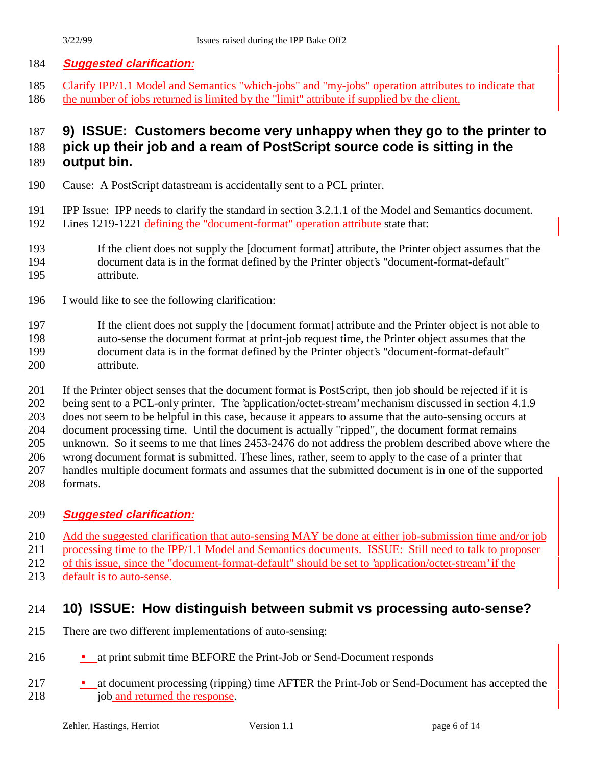***Suggested clarification:***

Clarify IPP/1.1 Model and Semantics "which-jobs" and "my-jobs" operation attributes to indicate that the number of jobs returned is limited by the "limit" attribute if supplied by the client.

## 9) ISSUE: Customers become very unhappy when they go to the printer to pick up their job and a ream of PostScript source code is sitting in the output bin.

Cause: A PostScript datastream is accidentally sent to a PCL printer.

IPP Issue: IPP needs to clarify the standard in section 3.2.1.1 of the Model and Semantics document. Lines 1219-1221 defining the "document-format" operation attribute state that:

> If the client does not supply the [document format] attribute, the Printer object assumes that the document data is in the format defined by the Printer object's "document-format-default" attribute.

I would like to see the following clarification:

> If the client does not supply the [document format] attribute and the Printer object is not able to auto-sense the document format at print-job request time, the Printer object assumes that the document data is in the format defined by the Printer object's "document-format-default" attribute.

If the Printer object senses that the document format is PostScript, then job should be rejected if it is being sent to a PCL-only printer. The 'application/octet-stream' mechanism discussed in section 4.1.9 does not seem to be helpful in this case, because it appears to assume that the auto-sensing occurs at document processing time. Until the document is actually "ripped", the document format remains unknown. So it seems to me that lines 2453-2476 do not address the problem described above where the wrong document format is submitted. These lines, rather, seem to apply to the case of a printer that handles multiple document formats and assumes that the submitted document is in one of the supported formats.

***Suggested clarification:***

Add the suggested clarification that auto-sensing MAY be done at either job-submission time and/or job processing time to the IPP/1.1 Model and Semantics documents. ISSUE: Still need to talk to proposer of this issue, since the "document-format-default" should be set to 'application/octet-stream' if the default is to auto-sense.

## 10) ISSUE: How distinguish between submit vs processing auto-sense?

There are two different implementations of auto-sensing:

- at print submit time BEFORE the Print-Job or Send-Document responds
- at document processing (ripping) time AFTER the Print-Job or Send-Document has accepted the job and returned the response.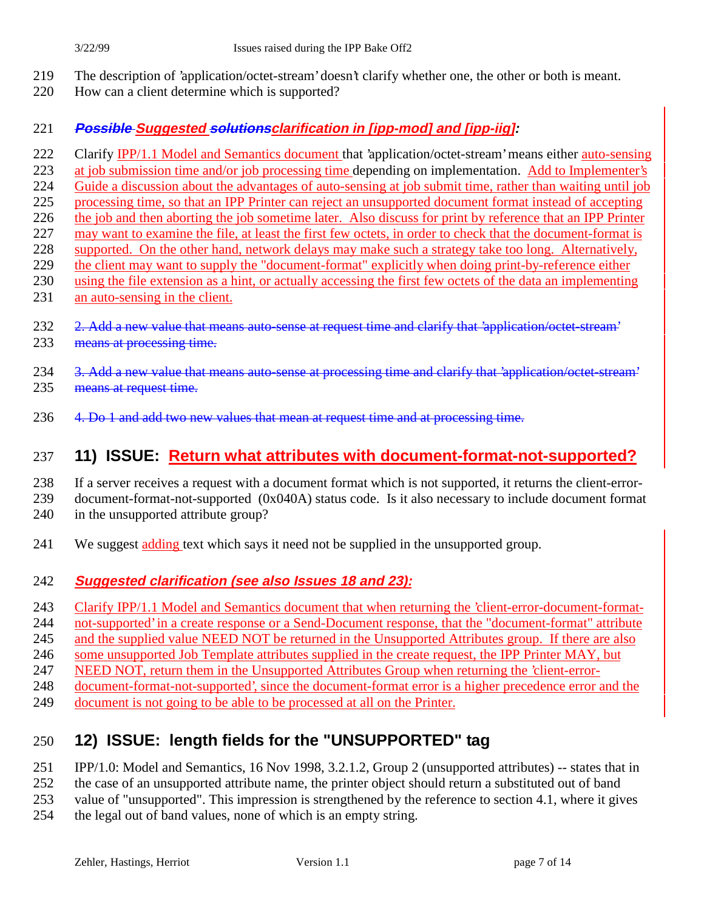The description of 'application/octet-stream' doesn't clarify whether one, the other or both is meant. How can a client determine which is supported?

### ~~*Possible*~~ *Suggested* ~~*solutions*~~*clarification in [ipp-mod] and [ipp-iig]:*

Clarify IPP/1.1 Model and Semantics document that 'application/octet-stream' means either auto-sensing at job submission time and/or job processing time depending on implementation. Add to Implementer's Guide a discussion about the advantages of auto-sensing at job submit time, rather than waiting until job processing time, so that an IPP Printer can reject an unsupported document format instead of accepting the job and then aborting the job sometime later. Also discuss for print by reference that an IPP Printer may want to examine the file, at least the first few octets, in order to check that the document-format is supported. On the other hand, network delays may make such a strategy take too long. Alternatively, the client may want to supply the "document-format" explicitly when doing print-by-reference either using the file extension as a hint, or actually accessing the first few octets of the data an implementing an auto-sensing in the client.

~~2. Add a new value that means auto-sense at request time and clarify that 'application/octet-stream' means at processing time.~~

~~3. Add a new value that means auto-sense at processing time and clarify that 'application/octet-stream' means at request time.~~

~~4. Do 1 and add two new values that mean at request time and at processing time.~~

## 11) ISSUE: Return what attributes with document-format-not-supported?

If a server receives a request with a document format which is not supported, it returns the client-error-document-format-not-supported (0x040A) status code. Is it also necessary to include document format in the unsupported attribute group?

We suggest adding text which says it need not be supplied in the unsupported group.

### *Suggested clarification (see also Issues 18 and 23):*

Clarify IPP/1.1 Model and Semantics document that when returning the 'client-error-document-format-not-supported' in a create response or a Send-Document response, that the "document-format" attribute and the supplied value NEED NOT be returned in the Unsupported Attributes group. If there are also some unsupported Job Template attributes supplied in the create request, the IPP Printer MAY, but NEED NOT, return them in the Unsupported Attributes Group when returning the 'client-error-document-format-not-supported', since the document-format error is a higher precedence error and the document is not going to be able to be processed at all on the Printer.

## 12) ISSUE: length fields for the "UNSUPPORTED" tag

IPP/1.0: Model and Semantics, 16 Nov 1998, 3.2.1.2, Group 2 (unsupported attributes) -- states that in the case of an unsupported attribute name, the printer object should return a substituted out of band value of "unsupported". This impression is strengthened by the reference to section 4.1, where it gives the legal out of band values, none of which is an empty string.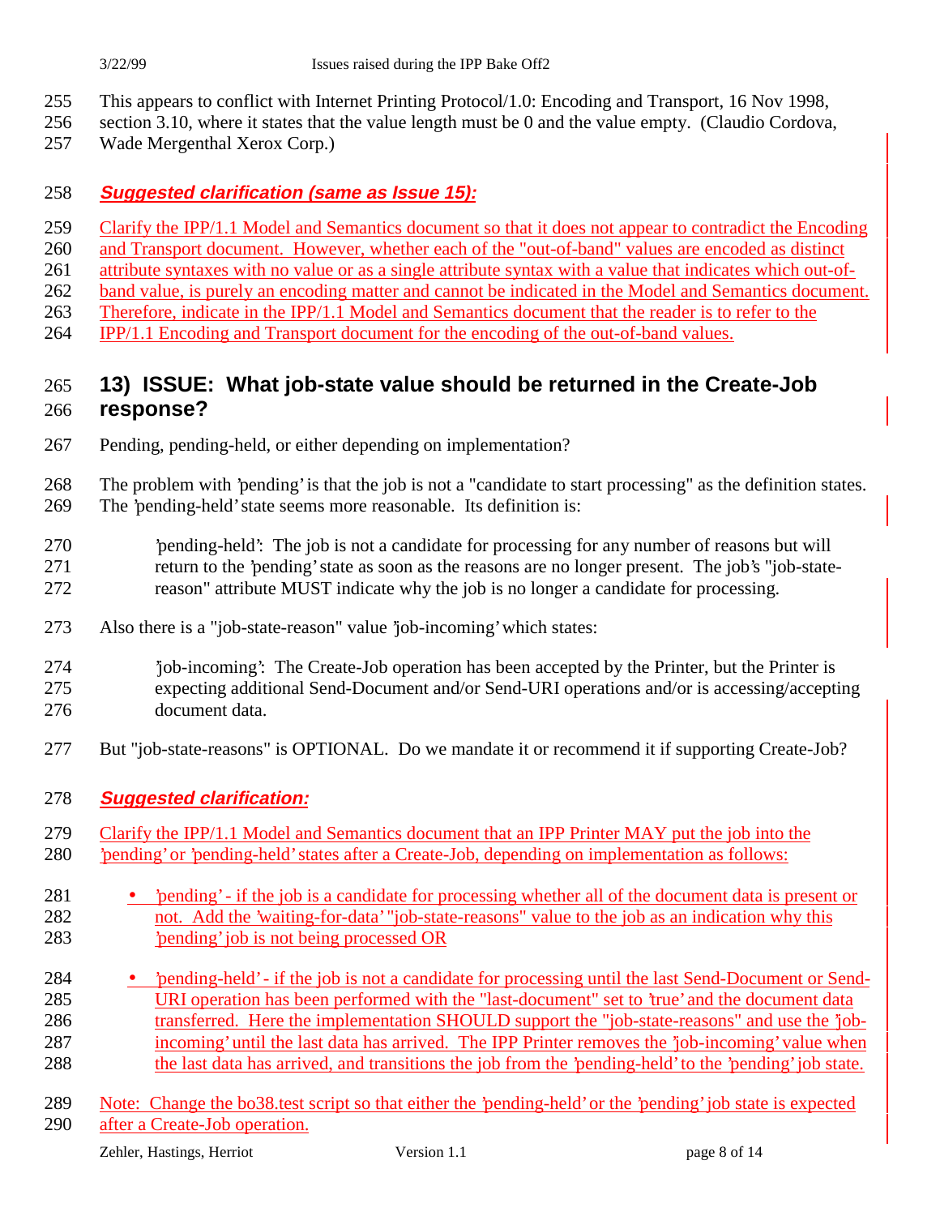This appears to conflict with Internet Printing Protocol/1.0: Encoding and Transport, 16 Nov 1998, section 3.10, where it states that the value length must be 0 and the value empty. (Claudio Cordova, Wade Mergenthal Xerox Corp.)

***Suggested clarification (same as Issue 15):***

Clarify the IPP/1.1 Model and Semantics document so that it does not appear to contradict the Encoding and Transport document. However, whether each of the "out-of-band" values are encoded as distinct attribute syntaxes with no value or as a single attribute syntax with a value that indicates which out-of-band value, is purely an encoding matter and cannot be indicated in the Model and Semantics document. Therefore, indicate in the IPP/1.1 Model and Semantics document that the reader is to refer to the IPP/1.1 Encoding and Transport document for the encoding of the out-of-band values.

## 13) ISSUE: What job-state value should be returned in the Create-Job response?

Pending, pending-held, or either depending on implementation?

The problem with 'pending' is that the job is not a "candidate to start processing" as the definition states. The 'pending-held' state seems more reasonable. Its definition is:

> 'pending-held': The job is not a candidate for processing for any number of reasons but will return to the 'pending' state as soon as the reasons are no longer present. The job's "job-state-reason" attribute MUST indicate why the job is no longer a candidate for processing.

Also there is a "job-state-reason" value 'job-incoming' which states:

> 'job-incoming': The Create-Job operation has been accepted by the Printer, but the Printer is expecting additional Send-Document and/or Send-URI operations and/or is accessing/accepting document data.

But "job-state-reasons" is OPTIONAL. Do we mandate it or recommend it if supporting Create-Job?

***Suggested clarification:***

Clarify the IPP/1.1 Model and Semantics document that an IPP Printer MAY put the job into the 'pending' or 'pending-held' states after a Create-Job, depending on implementation as follows:

- 'pending' - if the job is a candidate for processing whether all of the document data is present or not. Add the 'waiting-for-data' "job-state-reasons" value to the job as an indication why this 'pending' job is not being processed OR
- 'pending-held' - if the job is not a candidate for processing until the last Send-Document or Send-URI operation has been performed with the "last-document" set to 'true' and the document data transferred. Here the implementation SHOULD support the "job-state-reasons" and use the 'job-incoming' until the last data has arrived. The IPP Printer removes the 'job-incoming' value when the last data has arrived, and transitions the job from the 'pending-held' to the 'pending' job state.

Note: Change the bo38.test script so that either the 'pending-held' or the 'pending' job state is expected after a Create-Job operation.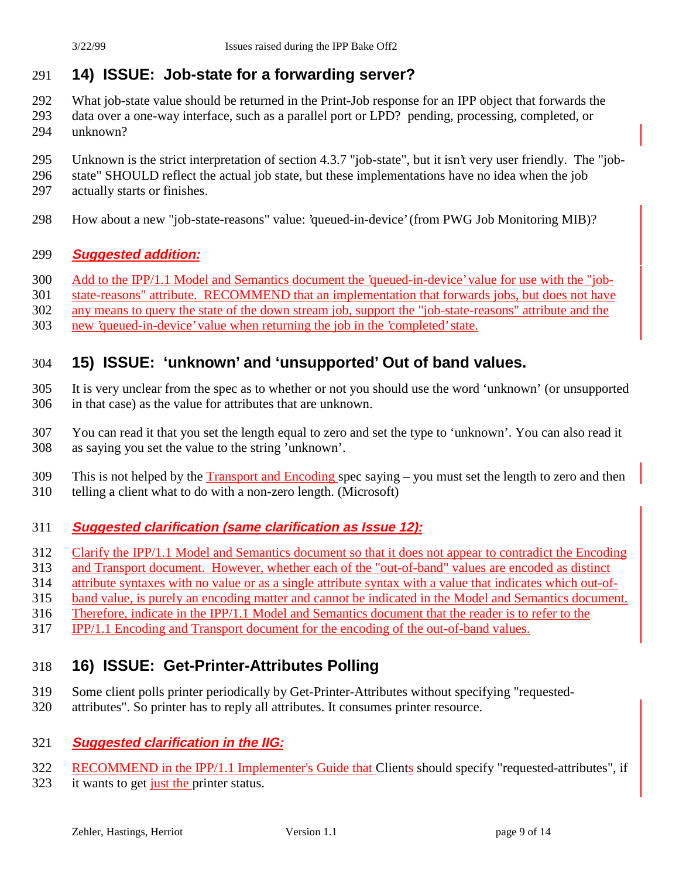## 14) ISSUE: Job-state for a forwarding server?

What job-state value should be returned in the Print-Job response for an IPP object that forwards the data over a one-way interface, such as a parallel port or LPD? pending, processing, completed, or unknown?

Unknown is the strict interpretation of section 4.3.7 "job-state", but it isn't very user friendly. The "job-state" SHOULD reflect the actual job state, but these implementations have no idea when the job actually starts or finishes.

How about a new "job-state-reasons" value: 'queued-in-device' (from PWG Job Monitoring MIB)?

### *Suggested addition:*

Add to the IPP/1.1 Model and Semantics document the 'queued-in-device' value for use with the "job-state-reasons" attribute. RECOMMEND that an implementation that forwards jobs, but does not have any means to query the state of the down stream job, support the "job-state-reasons" attribute and the new 'queued-in-device' value when returning the job in the 'completed' state.

## 15) ISSUE: 'unknown' and 'unsupported' Out of band values.

It is very unclear from the spec as to whether or not you should use the word 'unknown' (or unsupported in that case) as the value for attributes that are unknown.

You can read it that you set the length equal to zero and set the type to 'unknown'. You can also read it as saying you set the value to the string 'unknown'.

This is not helped by the Transport and Encoding spec saying – you must set the length to zero and then telling a client what to do with a non-zero length. (Microsoft)

### *Suggested clarification (same clarification as Issue 12):*

Clarify the IPP/1.1 Model and Semantics document so that it does not appear to contradict the Encoding and Transport document. However, whether each of the "out-of-band" values are encoded as distinct attribute syntaxes with no value or as a single attribute syntax with a value that indicates which out-of-band value, is purely an encoding matter and cannot be indicated in the Model and Semantics document. Therefore, indicate in the IPP/1.1 Model and Semantics document that the reader is to refer to the IPP/1.1 Encoding and Transport document for the encoding of the out-of-band values.

## 16) ISSUE: Get-Printer-Attributes Polling

Some client polls printer periodically by Get-Printer-Attributes without specifying "requested-attributes". So printer has to reply all attributes. It consumes printer resource.

### *Suggested clarification in the IIG:*

RECOMMEND in the IPP/1.1 Implementer's Guide that Clients should specify "requested-attributes", if it wants to get just the printer status.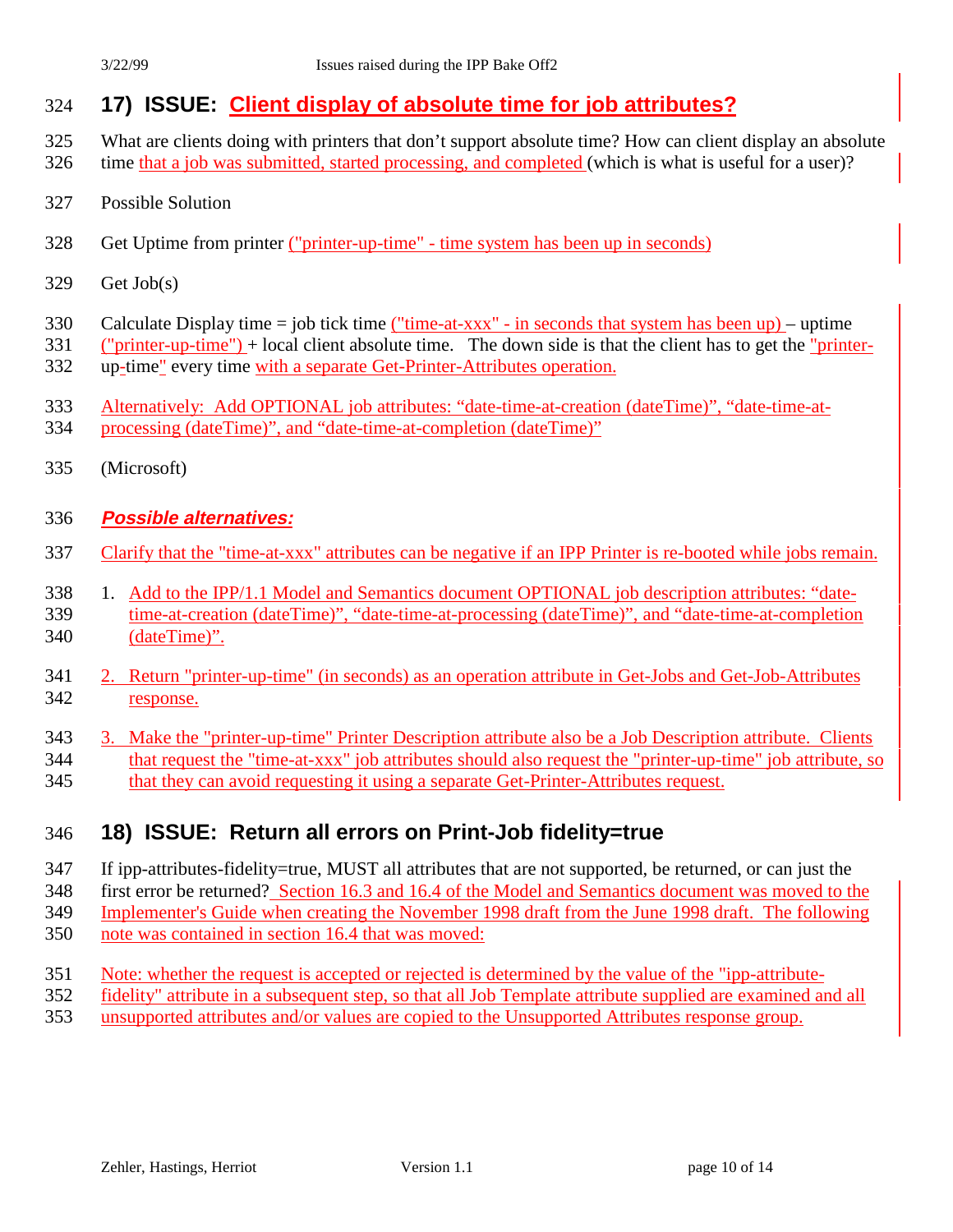## 17) ISSUE: Client display of absolute time for job attributes?

What are clients doing with printers that don't support absolute time? How can client display an absolute time that a job was submitted, started processing, and completed (which is what is useful for a user)?

Possible Solution

Get Uptime from printer ("printer-up-time" - time system has been up in seconds)

Get Job(s)

Calculate Display time = job tick time ("time-at-xxx" - in seconds that system has been up) – uptime ("printer-up-time") + local client absolute time. The down side is that the client has to get the "printer-up-time" every time with a separate Get-Printer-Attributes operation.

Alternatively: Add OPTIONAL job attributes: "date-time-at-creation (dateTime)", "date-time-at-processing (dateTime)", and "date-time-at-completion (dateTime)"

(Microsoft)

***Possible alternatives:***

Clarify that the "time-at-xxx" attributes can be negative if an IPP Printer is re-booted while jobs remain.

1. Add to the IPP/1.1 Model and Semantics document OPTIONAL job description attributes: "date-time-at-creation (dateTime)", "date-time-at-processing (dateTime)", and "date-time-at-completion (dateTime)".
2. Return "printer-up-time" (in seconds) as an operation attribute in Get-Jobs and Get-Job-Attributes response.
3. Make the "printer-up-time" Printer Description attribute also be a Job Description attribute. Clients that request the "time-at-xxx" job attributes should also request the "printer-up-time" job attribute, so that they can avoid requesting it using a separate Get-Printer-Attributes request.

## 18) ISSUE: Return all errors on Print-Job fidelity=true

If ipp-attributes-fidelity=true, MUST all attributes that are not supported, be returned, or can just the first error be returned? Section 16.3 and 16.4 of the Model and Semantics document was moved to the Implementer's Guide when creating the November 1998 draft from the June 1998 draft. The following note was contained in section 16.4 that was moved:

Note: whether the request is accepted or rejected is determined by the value of the "ipp-attribute-fidelity" attribute in a subsequent step, so that all Job Template attribute supplied are examined and all unsupported attributes and/or values are copied to the Unsupported Attributes response group.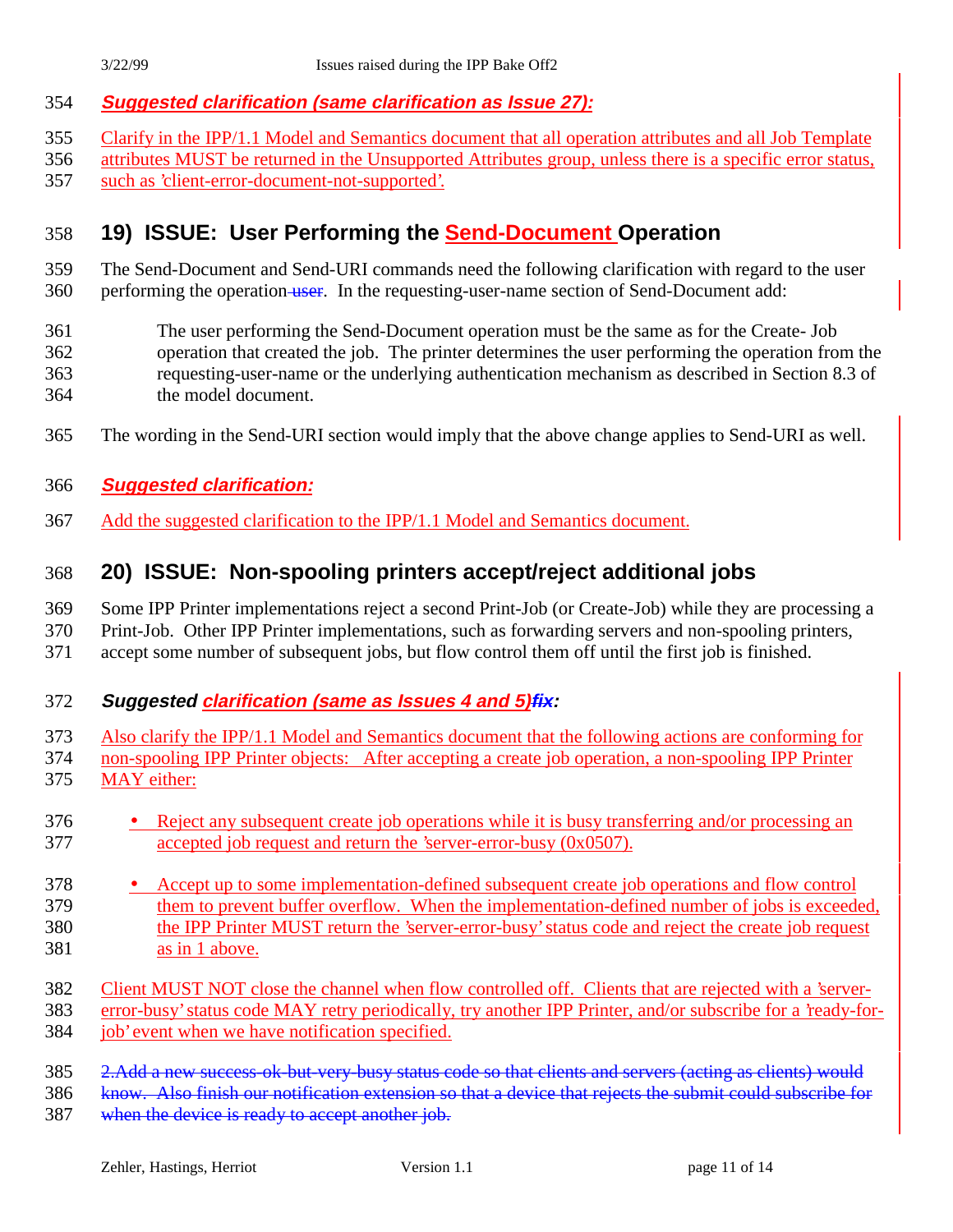***Suggested clarification (same clarification as Issue 27):***

Clarify in the IPP/1.1 Model and Semantics document that all operation attributes and all Job Template attributes MUST be returned in the Unsupported Attributes group, unless there is a specific error status, such as 'client-error-document-not-supported'.

## 19) ISSUE: User Performing the Send-Document Operation

The Send-Document and Send-URI commands need the following clarification with regard to the user performing the operation ~~user~~. In the requesting-user-name section of Send-Document add:

> The user performing the Send-Document operation must be the same as for the Create- Job operation that created the job. The printer determines the user performing the operation from the requesting-user-name or the underlying authentication mechanism as described in Section 8.3 of the model document.

The wording in the Send-URI section would imply that the above change applies to Send-URI as well.

***Suggested clarification:***

Add the suggested clarification to the IPP/1.1 Model and Semantics document.

## 20) ISSUE: Non-spooling printers accept/reject additional jobs

Some IPP Printer implementations reject a second Print-Job (or Create-Job) while they are processing a Print-Job. Other IPP Printer implementations, such as forwarding servers and non-spooling printers, accept some number of subsequent jobs, but flow control them off until the first job is finished.

***Suggested clarification (same as Issues 4 and 5)~~fix~~:***

Also clarify the IPP/1.1 Model and Semantics document that the following actions are conforming for non-spooling IPP Printer objects: After accepting a create job operation, a non-spooling IPP Printer MAY either:

- Reject any subsequent create job operations while it is busy transferring and/or processing an accepted job request and return the 'server-error-busy (0x0507).
- Accept up to some implementation-defined subsequent create job operations and flow control them to prevent buffer overflow. When the implementation-defined number of jobs is exceeded, the IPP Printer MUST return the 'server-error-busy' status code and reject the create job request as in 1 above.

Client MUST NOT close the channel when flow controlled off. Clients that are rejected with a 'server-error-busy' status code MAY retry periodically, try another IPP Printer, and/or subscribe for a 'ready-for-job' event when we have notification specified.

~~2.Add a new success-ok-but-very-busy status code so that clients and servers (acting as clients) would know. Also finish our notification extension so that a device that rejects the submit could subscribe for when the device is ready to accept another job.~~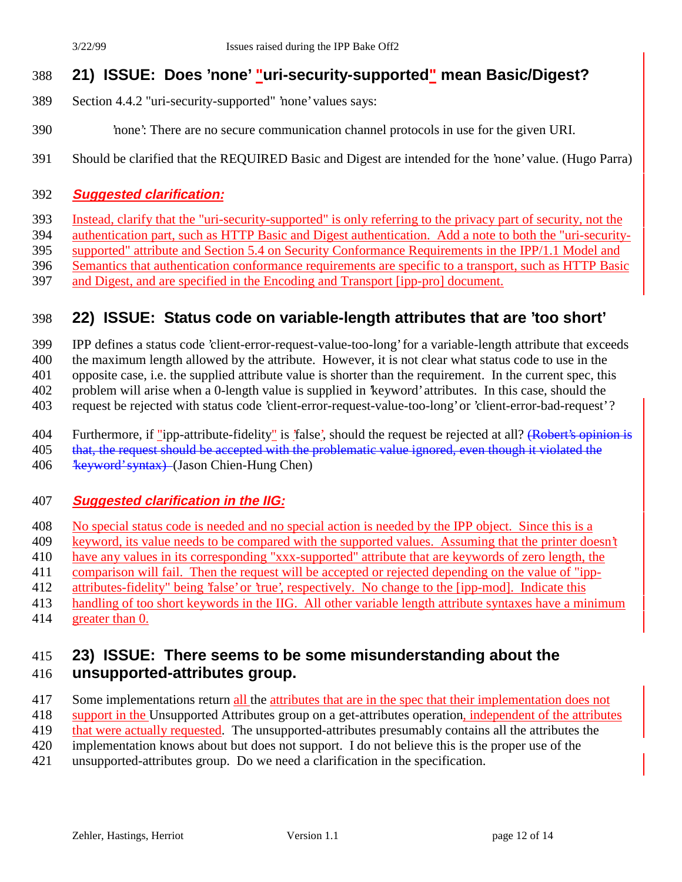## 21) ISSUE: Does 'none' "uri-security-supported" mean Basic/Digest?

Section 4.4.2 "uri-security-supported" 'none' values says:

> 'none': There are no secure communication channel protocols in use for the given URI.

Should be clarified that the REQUIRED Basic and Digest are intended for the 'none' value. (Hugo Parra)

### *Suggested clarification:*

Instead, clarify that the "uri-security-supported" is only referring to the privacy part of security, not the authentication part, such as HTTP Basic and Digest authentication. Add a note to both the "uri-security-supported" attribute and Section 5.4 on Security Conformance Requirements in the IPP/1.1 Model and Semantics that authentication conformance requirements are specific to a transport, such as HTTP Basic and Digest, and are specified in the Encoding and Transport [ipp-pro] document.

## 22) ISSUE: Status code on variable-length attributes that are 'too short'

IPP defines a status code 'client-error-request-value-too-long' for a variable-length attribute that exceeds the maximum length allowed by the attribute. However, it is not clear what status code to use in the opposite case, i.e. the supplied attribute value is shorter than the requirement. In the current spec, this problem will arise when a 0-length value is supplied in 'keyword' attributes. In this case, should the request be rejected with status code 'client-error-request-value-too-long' or 'client-error-bad-request'?

Furthermore, if "ipp-attribute-fidelity" is 'false', should the request be rejected at all? ~~(Robert's opinion is that, the request should be accepted with the problematic value ignored, even though it violated the 'keyword' syntax)~~ (Jason Chien-Hung Chen)

### *Suggested clarification in the IIG:*

No special status code is needed and no special action is needed by the IPP object. Since this is a keyword, its value needs to be compared with the supported values. Assuming that the printer doesn't have any values in its corresponding "xxx-supported" attribute that are keywords of zero length, the comparison will fail. Then the request will be accepted or rejected depending on the value of "ipp-attributes-fidelity" being 'false' or 'true', respectively. No change to the [ipp-mod]. Indicate this handling of too short keywords in the IIG. All other variable length attribute syntaxes have a minimum greater than 0.

## 23) ISSUE: There seems to be some misunderstanding about the unsupported-attributes group.

Some implementations return all the attributes that are in the spec that their implementation does not support in the Unsupported Attributes group on a get-attributes operation, independent of the attributes that were actually requested. The unsupported-attributes presumably contains all the attributes the implementation knows about but does not support. I do not believe this is the proper use of the unsupported-attributes group. Do we need a clarification in the specification.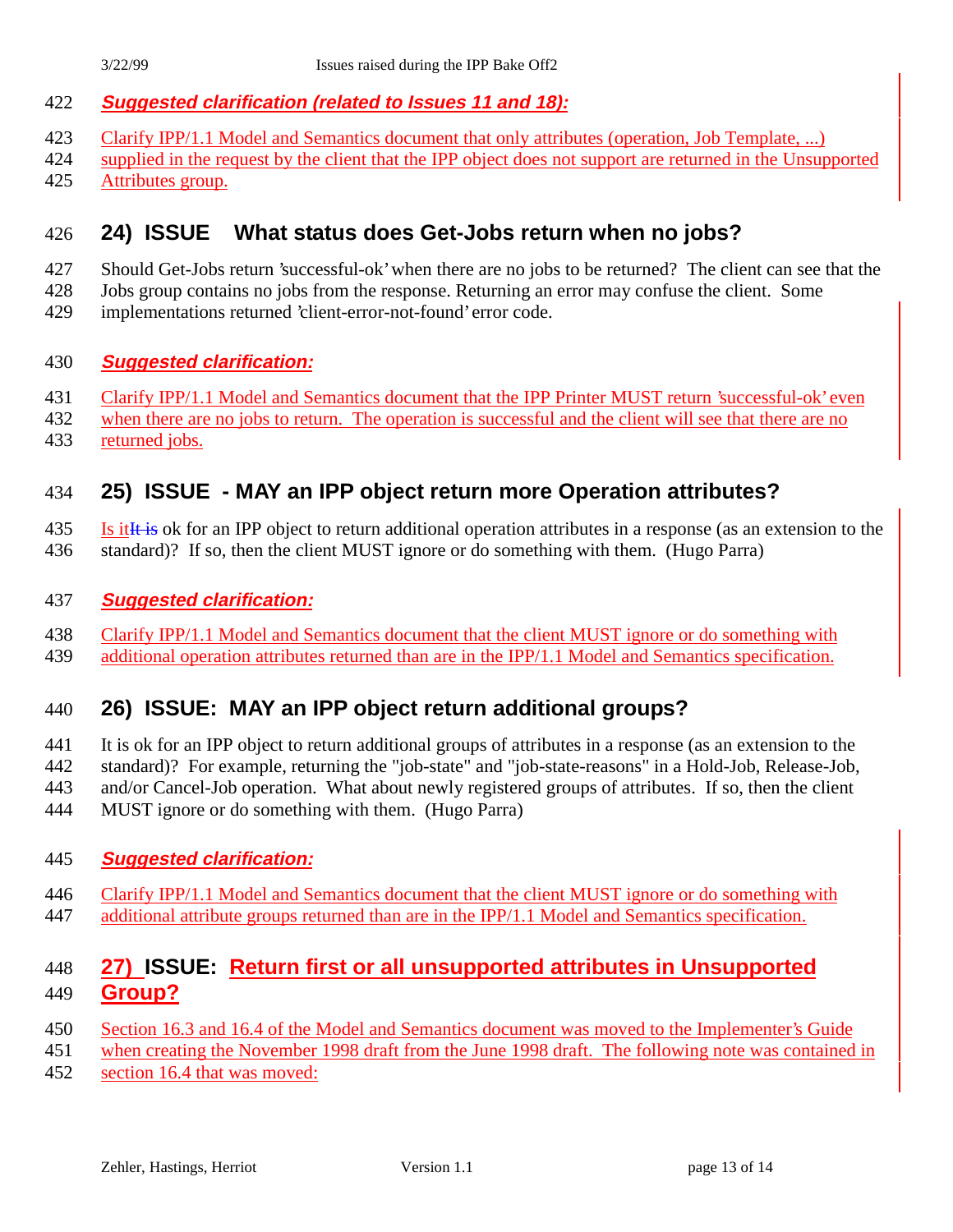***Suggested clarification (related to Issues 11 and 18):***

Clarify IPP/1.1 Model and Semantics document that only attributes (operation, Job Template, ...) supplied in the request by the client that the IPP object does not support are returned in the Unsupported Attributes group.

## 24) ISSUE What status does Get-Jobs return when no jobs?

Should Get-Jobs return 'successful-ok' when there are no jobs to be returned? The client can see that the Jobs group contains no jobs from the response. Returning an error may confuse the client. Some implementations returned 'client-error-not-found' error code.

***Suggested clarification:***

Clarify IPP/1.1 Model and Semantics document that the IPP Printer MUST return 'successful-ok' even when there are no jobs to return. The operation is successful and the client will see that there are no returned jobs.

## 25) ISSUE - MAY an IPP object return more Operation attributes?

Is it~~It is~~ ok for an IPP object to return additional operation attributes in a response (as an extension to the standard)? If so, then the client MUST ignore or do something with them. (Hugo Parra)

***Suggested clarification:***

Clarify IPP/1.1 Model and Semantics document that the client MUST ignore or do something with additional operation attributes returned than are in the IPP/1.1 Model and Semantics specification.

## 26) ISSUE: MAY an IPP object return additional groups?

It is ok for an IPP object to return additional groups of attributes in a response (as an extension to the standard)? For example, returning the "job-state" and "job-state-reasons" in a Hold-Job, Release-Job, and/or Cancel-Job operation. What about newly registered groups of attributes. If so, then the client MUST ignore or do something with them. (Hugo Parra)

***Suggested clarification:***

Clarify IPP/1.1 Model and Semantics document that the client MUST ignore or do something with additional attribute groups returned than are in the IPP/1.1 Model and Semantics specification.

## 27) ISSUE: Return first or all unsupported attributes in Unsupported Group?

Section 16.3 and 16.4 of the Model and Semantics document was moved to the Implementer's Guide when creating the November 1998 draft from the June 1998 draft. The following note was contained in section 16.4 that was moved: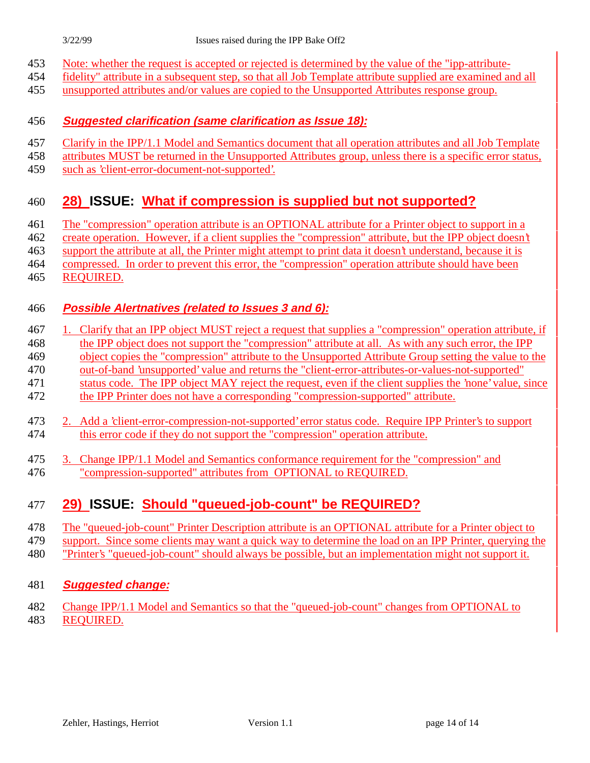Note: whether the request is accepted or rejected is determined by the value of the "ipp-attribute-fidelity" attribute in a subsequent step, so that all Job Template attribute supplied are examined and all unsupported attributes and/or values are copied to the Unsupported Attributes response group.

### *Suggested clarification (same clarification as Issue 18):*

Clarify in the IPP/1.1 Model and Semantics document that all operation attributes and all Job Template attributes MUST be returned in the Unsupported Attributes group, unless there is a specific error status, such as 'client-error-document-not-supported'.

## 28) ISSUE: What if compression is supplied but not supported?

The "compression" operation attribute is an OPTIONAL attribute for a Printer object to support in a create operation. However, if a client supplies the "compression" attribute, but the IPP object doesn't support the attribute at all, the Printer might attempt to print data it doesn't understand, because it is compressed. In order to prevent this error, the "compression" operation attribute should have been REQUIRED.

### *Possible Alertnatives (related to Issues 3 and 6):*

1. Clarify that an IPP object MUST reject a request that supplies a "compression" operation attribute, if the IPP object does not support the "compression" attribute at all. As with any such error, the IPP object copies the "compression" attribute to the Unsupported Attribute Group setting the value to the out-of-band 'unsupported' value and returns the "client-error-attributes-or-values-not-supported" status code. The IPP object MAY reject the request, even if the client supplies the 'none' value, since the IPP Printer does not have a corresponding "compression-supported" attribute.

2. Add a 'client-error-compression-not-supported' error status code. Require IPP Printer's to support this error code if they do not support the "compression" operation attribute.

3. Change IPP/1.1 Model and Semantics conformance requirement for the "compression" and "compression-supported" attributes from OPTIONAL to REQUIRED.

## 29) ISSUE: Should "queued-job-count" be REQUIRED?

The "queued-job-count" Printer Description attribute is an OPTIONAL attribute for a Printer object to support. Since some clients may want a quick way to determine the load on an IPP Printer, querying the "Printer's "queued-job-count" should always be possible, but an implementation might not support it.

### *Suggested change:*

Change IPP/1.1 Model and Semantics so that the "queued-job-count" changes from OPTIONAL to REQUIRED.